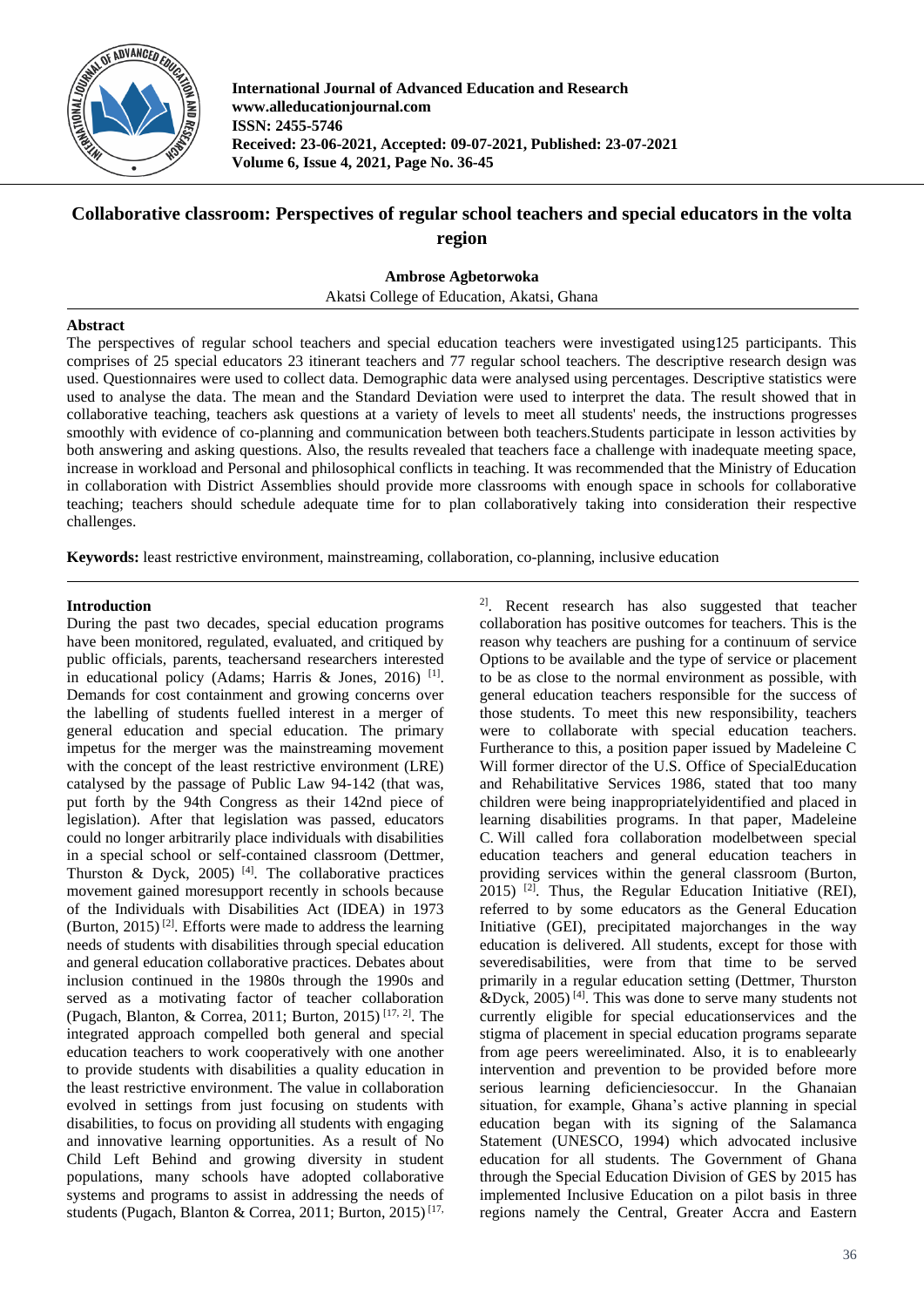# Collaborative classroom: Perspectives of regular school teachers and special educators in the volta region

**Ambrose Agbetorwoka**

Akatsi College of Education, Akatsi, Ghana

## Abstract

The perspectives of regular school teachers and special education teachers were investigated using125 participants. This comprises of 25 special educators 23 itinerant teachers and 77 regular school teachers. The descriptive research design was used. Questionnaires were used to collect data. Demographic data were analysed using percentages. Descriptive statistics were used to analyse the data. The mean and the Standard Deviation were used to interpret the data. The result showed that in collaborative teaching, teachers ask questions at a variety of levels to meet all students' needs, the instructions progresses smoothly with evidence of co-planning and communication between both teachers.Students participate in lesson activities by both answering and asking questions. Also, the results revealed that teachers face a challenge with inadequate meeting space, increase in workload and Personal and philosophical conflicts in teaching. It was recommended that the Ministry of Education in collaboration with District Assemblies should provide more classrooms with enough space in schools for collaborative teaching; teachers should schedule adequate time for to plan collaboratively taking into consideration their respective challenges.

**Keywords:** least restrictive environment, mainstreaming, collaboration, co-planning, inclusive education

## Introduction

During the past two decades, special education programs have been monitored, regulated, evaluated, and critiqued by public officials, parents, teachersand researchers interested in educational policy (Adams; Harris & Jones, 2016) [1]. Demands for cost containment and growing concerns over the labelling of students fuelled interest in a merger of general education and special education. The primary impetus for the merger was the mainstreaming movement with the concept of the least restrictive environment (LRE) catalysed by the passage of Public Law 94-142 (that was, put forth by the 94th Congress as their 142nd piece of legislation). After that legislation was passed, educators could no longer arbitrarily place individuals with disabilities in a special school or self-contained classroom (Dettmer, Thurston & Dyck, 2005) [4]. The collaborative practices movement gained moresupport recently in schools because of the Individuals with Disabilities Act (IDEA) in 1973 (Burton, 2015) [2]. Efforts were made to address the learning needs of students with disabilities through special education and general education collaborative practices. Debates about inclusion continued in the 1980s through the 1990s and served as a motivating factor of teacher collaboration (Pugach, Blanton, & Correa, 2011; Burton, 2015) [17, 2]. The integrated approach compelled both general and special education teachers to work cooperatively with one another to provide students with disabilities a quality education in the least restrictive environment. The value in collaboration evolved in settings from just focusing on students with disabilities, to focus on providing all students with engaging and innovative learning opportunities. As a result of No Child Left Behind and growing diversity in student populations, many schools have adopted collaborative systems and programs to assist in addressing the needs of students (Pugach, Blanton & Correa, 2011; Burton, 2015) [17, 2]. Recent research has also suggested that teacher collaboration has positive outcomes for teachers. This is the reason why teachers are pushing for a continuum of service Options to be available and the type of service or placement to be as close to the normal environment as possible, with general education teachers responsible for the success of those students. To meet this new responsibility, teachers were to collaborate with special education teachers. Furtherance to this, a position paper issued by Madeleine C Will former director of the U.S. Office of SpecialEducation and Rehabilitative Services 1986, stated that too many children were being inappropriatelyidentified and placed in learning disabilities programs. In that paper, Madeleine C. Will called fora collaboration modelbetween special education teachers and general education teachers in providing services within the general classroom (Burton, 2015) [2]. Thus, the Regular Education Initiative (REI), referred to by some educators as the General Education Initiative (GEI), precipitated majorchanges in the way education is delivered. All students, except for those with severedisabilities, were from that time to be served primarily in a regular education setting (Dettmer, Thurston &Dyck, 2005) [4]. This was done to serve many students not currently eligible for special educationservices and the stigma of placement in special education programs separate from age peers wereeliminated. Also, it is to enableearly intervention and prevention to be provided before more serious learning deficienciesoccur. In the Ghanaian situation, for example, Ghana's active planning in special education began with its signing of the Salamanca Statement (UNESCO, 1994) which advocated inclusive education for all students. The Government of Ghana through the Special Education Division of GES by 2015 has implemented Inclusive Education on a pilot basis in three regions namely the Central, Greater Accra and Eastern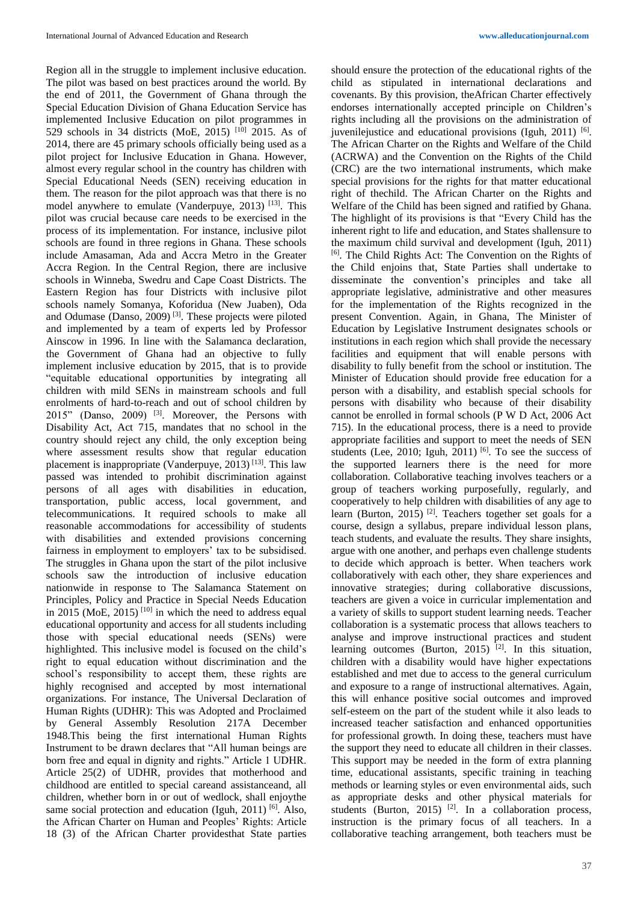Region all in the struggle to implement inclusive education. The pilot was based on best practices around the world. By the end of 2011, the Government of Ghana through the Special Education Division of Ghana Education Service has implemented Inclusive Education on pilot programmes in 529 schools in 34 districts (MoE, 2015) [10] 2015. As of 2014, there are 45 primary schools officially being used as a pilot project for Inclusive Education in Ghana. However, almost every regular school in the country has children with Special Educational Needs (SEN) receiving education in them. The reason for the pilot approach was that there is no model anywhere to emulate (Vanderpuye, 2013) [13]. This pilot was crucial because care needs to be exercised in the process of its implementation. For instance, inclusive pilot schools are found in three regions in Ghana. These schools include Amasaman, Ada and Accra Metro in the Greater Accra Region. In the Central Region, there are inclusive schools in Winneba, Swedru and Cape Coast Districts. The Eastern Region has four Districts with inclusive pilot schools namely Somanya, Koforidua (New Juaben), Oda and Odumase (Danso, 2009) [3]. These projects were piloted and implemented by a team of experts led by Professor Ainscow in 1996. In line with the Salamanca declaration, the Government of Ghana had an objective to fully implement inclusive education by 2015, that is to provide "equitable educational opportunities by integrating all children with mild SENs in mainstream schools and full enrolments of hard-to-reach and out of school children by 2015" (Danso, 2009) [3]. Moreover, the Persons with Disability Act, Act 715, mandates that no school in the country should reject any child, the only exception being where assessment results show that regular education placement is inappropriate (Vanderpuye, 2013) [13]. This law passed was intended to prohibit discrimination against persons of all ages with disabilities in education, transportation, public access, local government, and telecommunications. It required schools to make all reasonable accommodations for accessibility of students with disabilities and extended provisions concerning fairness in employment to employers' tax to be subsidised. The struggles in Ghana upon the start of the pilot inclusive schools saw the introduction of inclusive education nationwide in response to The Salamanca Statement on Principles, Policy and Practice in Special Needs Education in 2015 (MoE, 2015) [10] in which the need to address equal educational opportunity and access for all students including those with special educational needs (SENs) were highlighted. This inclusive model is focused on the child's right to equal education without discrimination and the school's responsibility to accept them, these rights are highly recognised and accepted by most international organizations. For instance, The Universal Declaration of Human Rights (UDHR): This was Adopted and Proclaimed by General Assembly Resolution 217A December 1948.This being the first international Human Rights Instrument to be drawn declares that "All human beings are born free and equal in dignity and rights." Article 1 UDHR. Article 25(2) of UDHR, provides that motherhood and childhood are entitled to special careand assistanceand, all children, whether born in or out of wedlock, shall enjoythe same social protection and education (Iguh, 2011) [6]. Also, the African Charter on Human and Peoples' Rights: Article 18 (3) of the African Charter providesthat State parties should ensure the protection of the educational rights of the child as stipulated in international declarations and covenants. By this provision, theAfrican Charter effectively endorses internationally accepted principle on Children's rights including all the provisions on the administration of juvenilejustice and educational provisions (Iguh, 2011) [6]. The African Charter on the Rights and Welfare of the Child (ACRWA) and the Convention on the Rights of the Child (CRC) are the two international instruments, which make special provisions for the rights for that matter educational right of thechild. The African Charter on the Rights and Welfare of the Child has been signed and ratified by Ghana. The highlight of its provisions is that "Every Child has the inherent right to life and education, and States shallensure to the maximum child survival and development (Iguh, 2011) [6]. The Child Rights Act: The Convention on the Rights of the Child enjoins that, State Parties shall undertake to disseminate the convention's principles and take all appropriate legislative, administrative and other measures for the implementation of the Rights recognized in the present Convention. Again, in Ghana, The Minister of Education by Legislative Instrument designates schools or institutions in each region which shall provide the necessary facilities and equipment that will enable persons with disability to fully benefit from the school or institution. The Minister of Education should provide free education for a person with a disability, and establish special schools for persons with disability who because of their disability cannot be enrolled in formal schools (P W D Act, 2006 Act 715). In the educational process, there is a need to provide appropriate facilities and support to meet the needs of SEN students (Lee, 2010; Iguh, 2011) [6]. To see the success of the supported learners there is the need for more collaboration. Collaborative teaching involves teachers or a group of teachers working purposefully, regularly, and cooperatively to help children with disabilities of any age to learn (Burton, 2015) [2]. Teachers together set goals for a course, design a syllabus, prepare individual lesson plans, teach students, and evaluate the results. They share insights, argue with one another, and perhaps even challenge students to decide which approach is better. When teachers work collaboratively with each other, they share experiences and innovative strategies; during collaborative discussions, teachers are given a voice in curricular implementation and a variety of skills to support student learning needs. Teacher collaboration is a systematic process that allows teachers to analyse and improve instructional practices and student learning outcomes (Burton, 2015) [2]. In this situation, children with a disability would have higher expectations established and met due to access to the general curriculum and exposure to a range of instructional alternatives. Again, this will enhance positive social outcomes and improved self-esteem on the part of the student while it also leads to increased teacher satisfaction and enhanced opportunities for professional growth. In doing these, teachers must have the support they need to educate all children in their classes. This support may be needed in the form of extra planning time, educational assistants, specific training in teaching methods or learning styles or even environmental aids, such as appropriate desks and other physical materials for students (Burton, 2015) [2]. In a collaboration process, instruction is the primary focus of all teachers. In a collaborative teaching arrangement, both teachers must be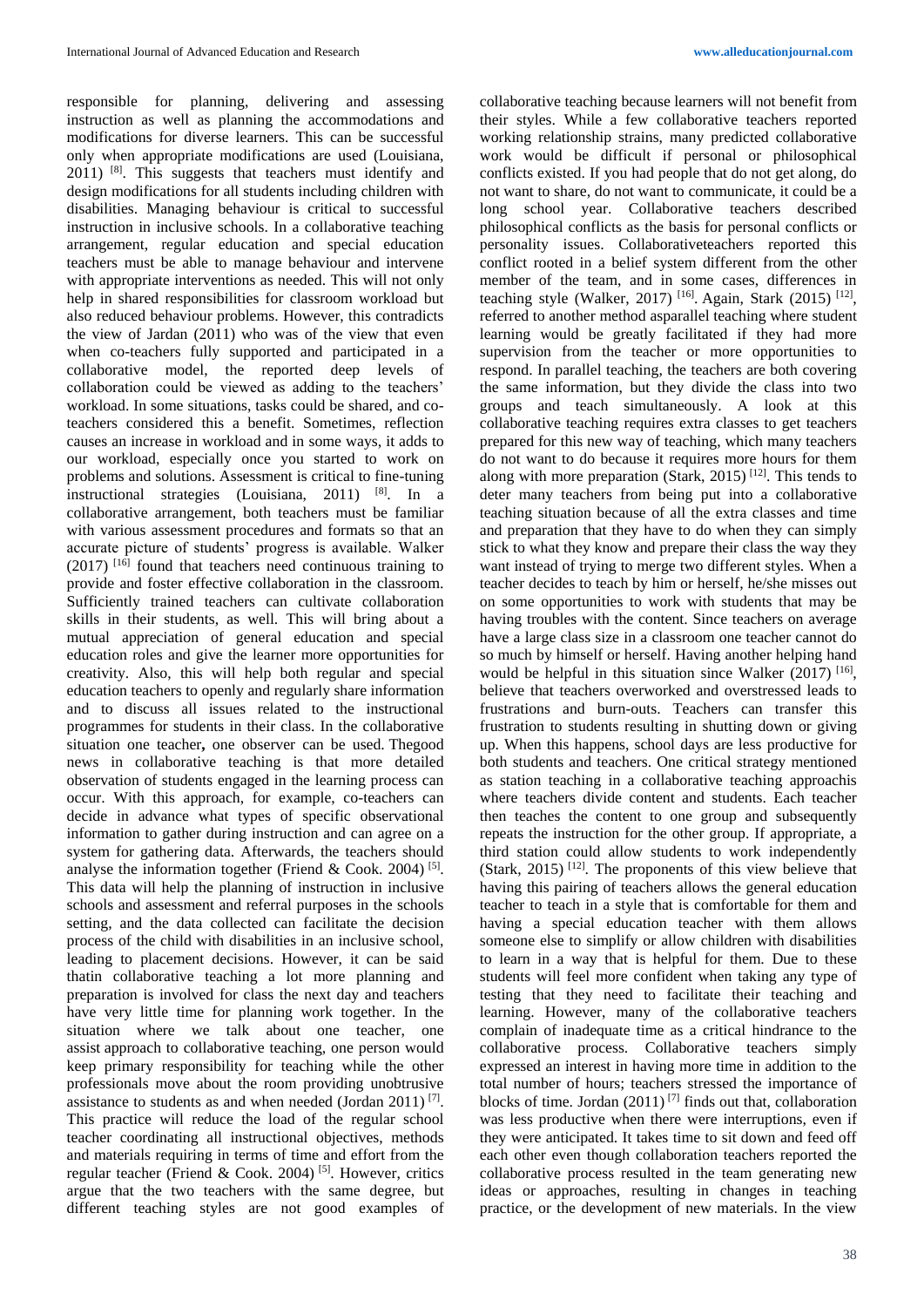responsible for planning, delivering and assessing instruction as well as planning the accommodations and modifications for diverse learners. This can be successful only when appropriate modifications are used (Louisiana, 2011) [8]. This suggests that teachers must identify and design modifications for all students including children with disabilities. Managing behaviour is critical to successful instruction in inclusive schools. In a collaborative teaching arrangement, regular education and special education teachers must be able to manage behaviour and intervene with appropriate interventions as needed. This will not only help in shared responsibilities for classroom workload but also reduced behaviour problems. However, this contradicts the view of Jardan (2011) who was of the view that even when co-teachers fully supported and participated in a collaborative model, the reported deep levels of collaboration could be viewed as adding to the teachers' workload. In some situations, tasks could be shared, and co-teachers considered this a benefit. Sometimes, reflection causes an increase in workload and in some ways, it adds to our workload, especially once you started to work on problems and solutions. Assessment is critical to fine-tuning instructional strategies (Louisiana, 2011) [8]. In a collaborative arrangement, both teachers must be familiar with various assessment procedures and formats so that an accurate picture of students' progress is available. Walker (2017) [16] found that teachers need continuous training to provide and foster effective collaboration in the classroom. Sufficiently trained teachers can cultivate collaboration skills in their students, as well. This will bring about a mutual appreciation of general education and special education roles and give the learner more opportunities for creativity. Also, this will help both regular and special education teachers to openly and regularly share information and to discuss all issues related to the instructional programmes for students in their class. In the collaborative situation one teacher**,** one observer can be used. Thegood news in collaborative teaching is that more detailed observation of students engaged in the learning process can occur. With this approach, for example, co-teachers can decide in advance what types of specific observational information to gather during instruction and can agree on a system for gathering data. Afterwards, the teachers should analyse the information together (Friend & Cook. 2004) [5]. This data will help the planning of instruction in inclusive schools and assessment and referral purposes in the schools setting, and the data collected can facilitate the decision process of the child with disabilities in an inclusive school, leading to placement decisions. However, it can be said thatin collaborative teaching a lot more planning and preparation is involved for class the next day and teachers have very little time for planning work together. In the situation where we talk about one teacher, one assist approach to collaborative teaching, one person would keep primary responsibility for teaching while the other professionals move about the room providing unobtrusive assistance to students as and when needed (Jordan 2011) [7]. This practice will reduce the load of the regular school teacher coordinating all instructional objectives, methods and materials requiring in terms of time and effort from the regular teacher (Friend & Cook. 2004) [5]. However, critics argue that the two teachers with the same degree, but different teaching styles are not good examples of collaborative teaching because learners will not benefit from their styles. While a few collaborative teachers reported working relationship strains, many predicted collaborative work would be difficult if personal or philosophical conflicts existed. If you had people that do not get along, do not want to share, do not want to communicate, it could be a long school year. Collaborative teachers described philosophical conflicts as the basis for personal conflicts or personality issues. Collaborativeteachers reported this conflict rooted in a belief system different from the other member of the team, and in some cases, differences in teaching style (Walker, 2017) [16]. Again, Stark (2015) [12], referred to another method asparallel teaching where student learning would be greatly facilitated if they had more supervision from the teacher or more opportunities to respond. In parallel teaching, the teachers are both covering the same information, but they divide the class into two groups and teach simultaneously. A look at this collaborative teaching requires extra classes to get teachers prepared for this new way of teaching, which many teachers do not want to do because it requires more hours for them along with more preparation (Stark, 2015) [12]. This tends to deter many teachers from being put into a collaborative teaching situation because of all the extra classes and time and preparation that they have to do when they can simply stick to what they know and prepare their class the way they want instead of trying to merge two different styles. When a teacher decides to teach by him or herself, he/she misses out on some opportunities to work with students that may be having troubles with the content. Since teachers on average have a large class size in a classroom one teacher cannot do so much by himself or herself. Having another helping hand would be helpful in this situation since Walker (2017) [16], believe that teachers overworked and overstressed leads to frustrations and burn-outs. Teachers can transfer this frustration to students resulting in shutting down or giving up. When this happens, school days are less productive for both students and teachers. One critical strategy mentioned as station teaching in a collaborative teaching approachis where teachers divide content and students. Each teacher then teaches the content to one group and subsequently repeats the instruction for the other group. If appropriate, a third station could allow students to work independently (Stark, 2015) [12]. The proponents of this view believe that having this pairing of teachers allows the general education teacher to teach in a style that is comfortable for them and having a special education teacher with them allows someone else to simplify or allow children with disabilities to learn in a way that is helpful for them. Due to these students will feel more confident when taking any type of testing that they need to facilitate their teaching and learning. However, many of the collaborative teachers complain of inadequate time as a critical hindrance to the collaborative process. Collaborative teachers simply expressed an interest in having more time in addition to the total number of hours; teachers stressed the importance of blocks of time. Jordan (2011) [7] finds out that, collaboration was less productive when there were interruptions, even if they were anticipated. It takes time to sit down and feed off each other even though collaboration teachers reported the collaborative process resulted in the team generating new ideas or approaches, resulting in changes in teaching practice, or the development of new materials. In the view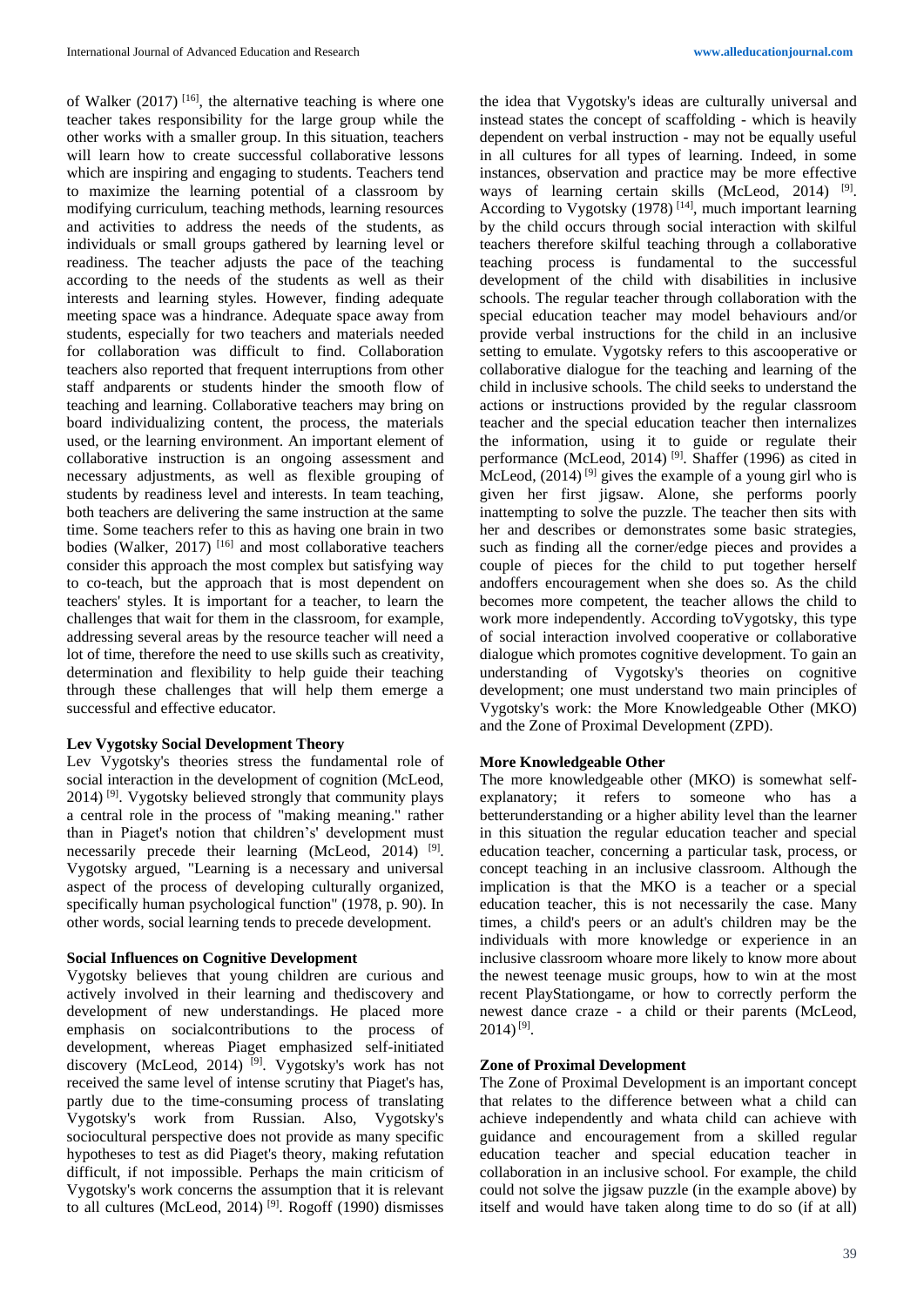of Walker (2017) [16], the alternative teaching is where one teacher takes responsibility for the large group while the other works with a smaller group. In this situation, teachers will learn how to create successful collaborative lessons which are inspiring and engaging to students. Teachers tend to maximize the learning potential of a classroom by modifying curriculum, teaching methods, learning resources and activities to address the needs of the students, as individuals or small groups gathered by learning level or readiness. The teacher adjusts the pace of the teaching according to the needs of the students as well as their interests and learning styles. However, finding adequate meeting space was a hindrance. Adequate space away from students, especially for two teachers and materials needed for collaboration was difficult to find. Collaboration teachers also reported that frequent interruptions from other staff andparents or students hinder the smooth flow of teaching and learning. Collaborative teachers may bring on board individualizing content, the process, the materials used, or the learning environment. An important element of collaborative instruction is an ongoing assessment and necessary adjustments, as well as flexible grouping of students by readiness level and interests. In team teaching, both teachers are delivering the same instruction at the same time. Some teachers refer to this as having one brain in two bodies (Walker, 2017) [16] and most collaborative teachers consider this approach the most complex but satisfying way to co-teach, but the approach that is most dependent on teachers' styles. It is important for a teacher, to learn the challenges that wait for them in the classroom, for example, addressing several areas by the resource teacher will need a lot of time, therefore the need to use skills such as creativity, determination and flexibility to help guide their teaching through these challenges that will help them emerge a successful and effective educator.

**Lev Vygotsky Social Development Theory**

Lev Vygotsky's theories stress the fundamental role of social interaction in the development of cognition (McLeod, 2014) [9]. Vygotsky believed strongly that community plays a central role in the process of "making meaning." rather than in Piaget's notion that children's' development must necessarily precede their learning (McLeod, 2014) [9]. Vygotsky argued, "Learning is a necessary and universal aspect of the process of developing culturally organized, specifically human psychological function" (1978, p. 90). In other words, social learning tends to precede development.

**Social Influences on Cognitive Development**

Vygotsky believes that young children are curious and actively involved in their learning and thediscovery and development of new understandings. He placed more emphasis on socialcontributions to the process of development, whereas Piaget emphasized self-initiated discovery (McLeod, 2014) [9]. Vygotsky's work has not received the same level of intense scrutiny that Piaget's has, partly due to the time-consuming process of translating Vygotsky's work from Russian. Also, Vygotsky's sociocultural perspective does not provide as many specific hypotheses to test as did Piaget's theory, making refutation difficult, if not impossible. Perhaps the main criticism of Vygotsky's work concerns the assumption that it is relevant to all cultures (McLeod, 2014) [9]. Rogoff (1990) dismisses the idea that Vygotsky's ideas are culturally universal and instead states the concept of scaffolding - which is heavily dependent on verbal instruction - may not be equally useful in all cultures for all types of learning. Indeed, in some instances, observation and practice may be more effective ways of learning certain skills (McLeod, 2014) [9]. According to Vygotsky (1978) [14], much important learning by the child occurs through social interaction with skilful teachers therefore skilful teaching through a collaborative teaching process is fundamental to the successful development of the child with disabilities in inclusive schools. The regular teacher through collaboration with the special education teacher may model behaviours and/or provide verbal instructions for the child in an inclusive setting to emulate. Vygotsky refers to this ascooperative or collaborative dialogue for the teaching and learning of the child in inclusive schools. The child seeks to understand the actions or instructions provided by the regular classroom teacher and the special education teacher then internalizes the information, using it to guide or regulate their performance (McLeod, 2014) [9]. Shaffer (1996) as cited in McLeod, (2014) [9] gives the example of a young girl who is given her first jigsaw. Alone, she performs poorly inattempting to solve the puzzle. The teacher then sits with her and describes or demonstrates some basic strategies, such as finding all the corner/edge pieces and provides a couple of pieces for the child to put together herself andoffers encouragement when she does so. As the child becomes more competent, the teacher allows the child to work more independently. According toVygotsky, this type of social interaction involved cooperative or collaborative dialogue which promotes cognitive development. To gain an understanding of Vygotsky's theories on cognitive development; one must understand two main principles of Vygotsky's work: the More Knowledgeable Other (MKO) and the Zone of Proximal Development (ZPD).

**More Knowledgeable Other**

The more knowledgeable other (MKO) is somewhat self-explanatory; it refers to someone who has a betterunderstanding or a higher ability level than the learner in this situation the regular education teacher and special education teacher, concerning a particular task, process, or concept teaching in an inclusive classroom. Although the implication is that the MKO is a teacher or a special education teacher, this is not necessarily the case. Many times, a child's peers or an adult's children may be the individuals with more knowledge or experience in an inclusive classroom whoare more likely to know more about the newest teenage music groups, how to win at the most recent PlayStationgame, or how to correctly perform the newest dance craze - a child or their parents (McLeod, 2014) [9].

**Zone of Proximal Development**

The Zone of Proximal Development is an important concept that relates to the difference between what a child can achieve independently and whata child can achieve with guidance and encouragement from a skilled regular education teacher and special education teacher in collaboration in an inclusive school. For example, the child could not solve the jigsaw puzzle (in the example above) by itself and would have taken along time to do so (if at all)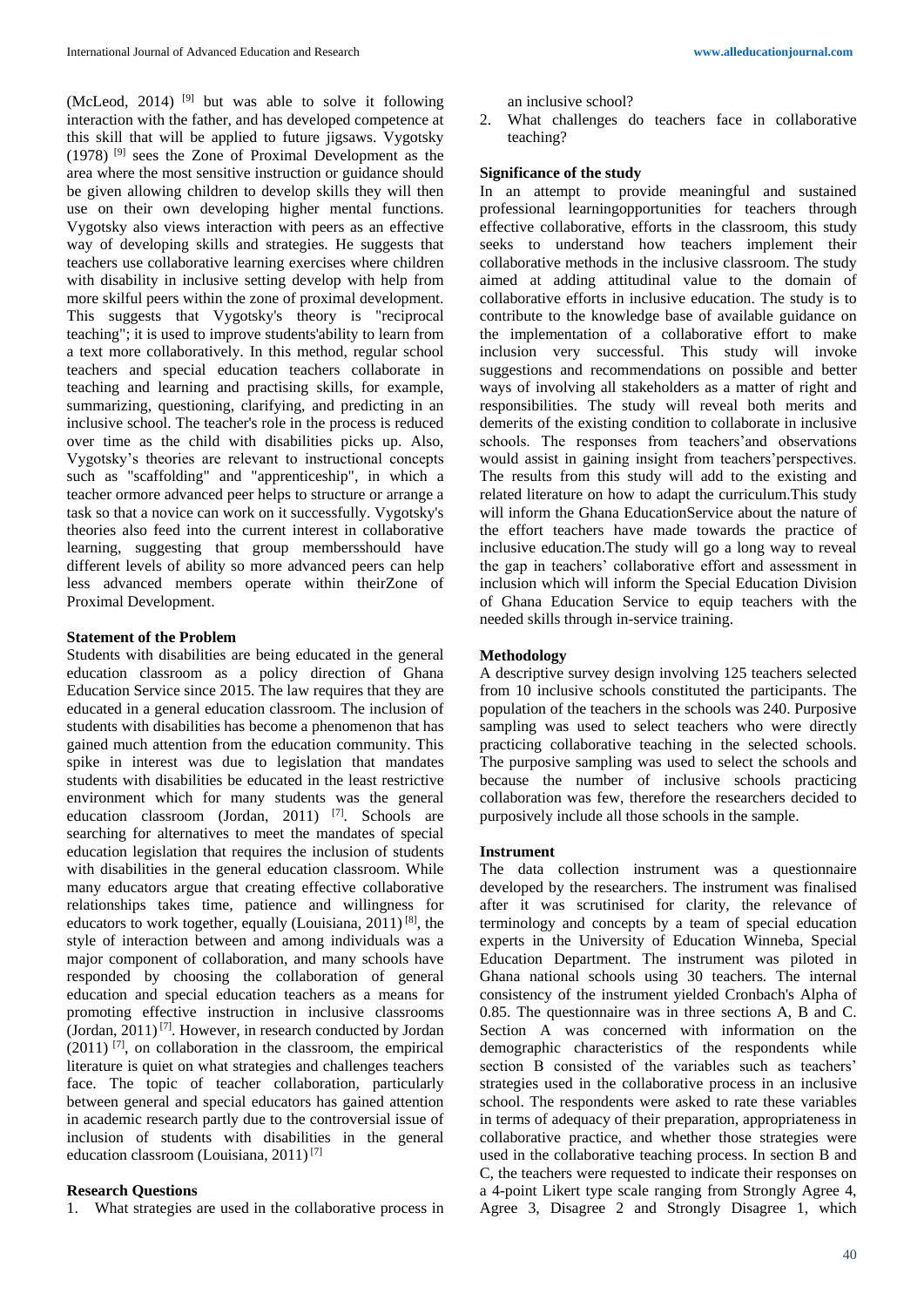(McLeod, 2014) [9] but was able to solve it following interaction with the father, and has developed competence at this skill that will be applied to future jigsaws. Vygotsky (1978) [9] sees the Zone of Proximal Development as the area where the most sensitive instruction or guidance should be given allowing children to develop skills they will then use on their own developing higher mental functions. Vygotsky also views interaction with peers as an effective way of developing skills and strategies. He suggests that teachers use collaborative learning exercises where children with disability in inclusive setting develop with help from more skilful peers within the zone of proximal development. This suggests that Vygotsky's theory is "reciprocal teaching"; it is used to improve students'ability to learn from a text more collaboratively. In this method, regular school teachers and special education teachers collaborate in teaching and learning and practising skills, for example, summarizing, questioning, clarifying, and predicting in an inclusive school. The teacher's role in the process is reduced over time as the child with disabilities picks up. Also, Vygotsky's theories are relevant to instructional concepts such as "scaffolding" and "apprenticeship", in which a teacher ormore advanced peer helps to structure or arrange a task so that a novice can work on it successfully. Vygotsky's theories also feed into the current interest in collaborative learning, suggesting that group membersshould have different levels of ability so more advanced peers can help less advanced members operate within theirZone of Proximal Development.

### Statement of the Problem

Students with disabilities are being educated in the general education classroom as a policy direction of Ghana Education Service since 2015. The law requires that they are educated in a general education classroom. The inclusion of students with disabilities has become a phenomenon that has gained much attention from the education community. This spike in interest was due to legislation that mandates students with disabilities be educated in the least restrictive environment which for many students was the general education classroom (Jordan, 2011) [7]. Schools are searching for alternatives to meet the mandates of special education legislation that requires the inclusion of students with disabilities in the general education classroom. While many educators argue that creating effective collaborative relationships takes time, patience and willingness for educators to work together, equally (Louisiana, 2011) [8], the style of interaction between and among individuals was a major component of collaboration, and many schools have responded by choosing the collaboration of general education and special education teachers as a means for promoting effective instruction in inclusive classrooms (Jordan, 2011) [7]. However, in research conducted by Jordan (2011) [7], on collaboration in the classroom, the empirical literature is quiet on what strategies and challenges teachers face. The topic of teacher collaboration, particularly between general and special educators has gained attention in academic research partly due to the controversial issue of inclusion of students with disabilities in the general education classroom (Louisiana, 2011) [7]

### Research Questions

1. What strategies are used in the collaborative process in an inclusive school?
2. What challenges do teachers face in collaborative teaching?

### Significance of the study

In an attempt to provide meaningful and sustained professional learningopportunities for teachers through effective collaborative, efforts in the classroom, this study seeks to understand how teachers implement their collaborative methods in the inclusive classroom. The study aimed at adding attitudinal value to the domain of collaborative efforts in inclusive education. The study is to contribute to the knowledge base of available guidance on the implementation of a collaborative effort to make inclusion very successful. This study will invoke suggestions and recommendations on possible and better ways of involving all stakeholders as a matter of right and responsibilities. The study will reveal both merits and demerits of the existing condition to collaborate in inclusive schools. The responses from teachers'and observations would assist in gaining insight from teachers'perspectives. The results from this study will add to the existing and related literature on how to adapt the curriculum.This study will inform the Ghana EducationService about the nature of the effort teachers have made towards the practice of inclusive education.The study will go a long way to reveal the gap in teachers' collaborative effort and assessment in inclusion which will inform the Special Education Division of Ghana Education Service to equip teachers with the needed skills through in-service training.

### Methodology

A descriptive survey design involving 125 teachers selected from 10 inclusive schools constituted the participants. The population of the teachers in the schools was 240. Purposive sampling was used to select teachers who were directly practicing collaborative teaching in the selected schools. The purposive sampling was used to select the schools and because the number of inclusive schools practicing collaboration was few, therefore the researchers decided to purposively include all those schools in the sample.

### Instrument

The data collection instrument was a questionnaire developed by the researchers. The instrument was finalised after it was scrutinised for clarity, the relevance of terminology and concepts by a team of special education experts in the University of Education Winneba, Special Education Department. The instrument was piloted in Ghana national schools using 30 teachers. The internal consistency of the instrument yielded Cronbach's Alpha of 0.85. The questionnaire was in three sections A, B and C. Section A was concerned with information on the demographic characteristics of the respondents while section B consisted of the variables such as teachers' strategies used in the collaborative process in an inclusive school. The respondents were asked to rate these variables in terms of adequacy of their preparation, appropriateness in collaborative practice, and whether those strategies were used in the collaborative teaching process. In section B and C, the teachers were requested to indicate their responses on a 4-point Likert type scale ranging from Strongly Agree 4, Agree 3, Disagree 2 and Strongly Disagree 1, which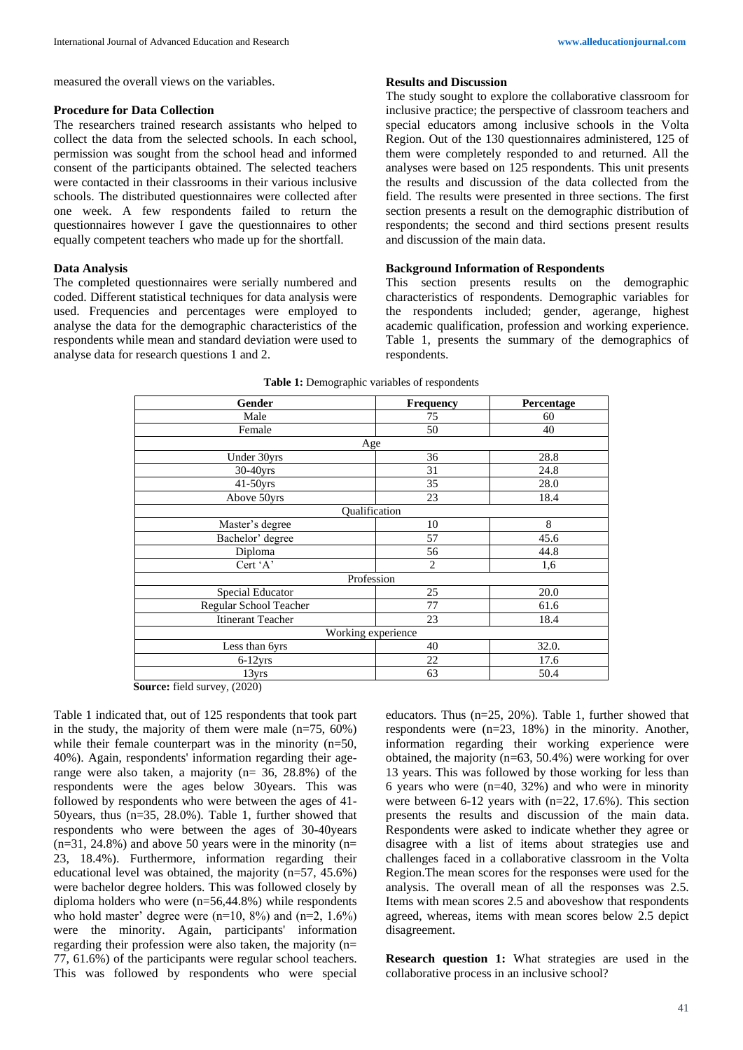measured the overall views on the variables.

**Procedure for Data Collection**

The researchers trained research assistants who helped to collect the data from the selected schools. In each school, permission was sought from the school head and informed consent of the participants obtained. The selected teachers were contacted in their classrooms in their various inclusive schools. The distributed questionnaires were collected after one week. A few respondents failed to return the questionnaires however I gave the questionnaires to other equally competent teachers who made up for the shortfall.

**Data Analysis**

The completed questionnaires were serially numbered and coded. Different statistical techniques for data analysis were used. Frequencies and percentages were employed to analyse the data for the demographic characteristics of the respondents while mean and standard deviation were used to analyse data for research questions 1 and 2.

**Results and Discussion**

The study sought to explore the collaborative classroom for inclusive practice; the perspective of classroom teachers and special educators among inclusive schools in the Volta Region. Out of the 130 questionnaires administered, 125 of them were completely responded to and returned. All the analyses were based on 125 respondents. This unit presents the results and discussion of the data collected from the field. The results were presented in three sections. The first section presents a result on the demographic distribution of respondents; the second and third sections present results and discussion of the main data.

**Background Information of Respondents**

This section presents results on the demographic characteristics of respondents. Demographic variables for the respondents included; gender, agerange, highest academic qualification, profession and working experience. Table 1, presents the summary of the demographics of respondents.

**Table 1:** Demographic variables of respondents

| Gender | Frequency | Percentage |
|---|---|---|
| Male | 75 | 60 |
| Female | 50 | 40 |
| Age | | |
| Under 30yrs | 36 | 28.8 |
| 30-40yrs | 31 | 24.8 |
| 41-50yrs | 35 | 28.0 |
| Above 50yrs | 23 | 18.4 |
| Qualification | | |
| Master's degree | 10 | 8 |
| Bachelor' degree | 57 | 45.6 |
| Diploma | 56 | 44.8 |
| Cert 'A' | 2 | 1,6 |
| Profession | | |
| Special Educator | 25 | 20.0 |
| Regular School Teacher | 77 | 61.6 |
| Itinerant Teacher | 23 | 18.4 |
| Working experience | | |
| Less than 6yrs | 40 | 32.0. |
| 6-12yrs | 22 | 17.6 |
| 13yrs | 63 | 50.4 |

**Source:** field survey, (2020)

Table 1 indicated that, out of 125 respondents that took part in the study, the majority of them were male (n=75, 60%) while their female counterpart was in the minority (n=50, 40%). Again, respondents' information regarding their age-range were also taken, a majority (n= 36, 28.8%) of the respondents were the ages below 30years. This was followed by respondents who were between the ages of 41-50years, thus (n=35, 28.0%). Table 1, further showed that respondents who were between the ages of 30-40years (n=31, 24.8%) and above 50 years were in the minority (n= 23, 18.4%). Furthermore, information regarding their educational level was obtained, the majority (n=57, 45.6%) were bachelor degree holders. This was followed closely by diploma holders who were (n=56,44.8%) while respondents who hold master' degree were (n=10, 8%) and (n=2, 1.6%) were the minority. Again, participants' information regarding their profession were also taken, the majority (n= 77, 61.6%) of the participants were regular school teachers. This was followed by respondents who were special educators. Thus (n=25, 20%). Table 1, further showed that respondents were (n=23, 18%) in the minority. Another, information regarding their working experience were obtained, the majority (n=63, 50.4%) were working for over 13 years. This was followed by those working for less than 6 years who were (n=40, 32%) and who were in minority were between 6-12 years with (n=22, 17.6%). This section presents the results and discussion of the main data. Respondents were asked to indicate whether they agree or disagree with a list of items about strategies use and challenges faced in a collaborative classroom in the Volta Region.The mean scores for the responses were used for the analysis. The overall mean of all the responses was 2.5. Items with mean scores 2.5 and aboveshow that respondents agreed, whereas, items with mean scores below 2.5 depict disagreement.

**Research question 1:** What strategies are used in the collaborative process in an inclusive school?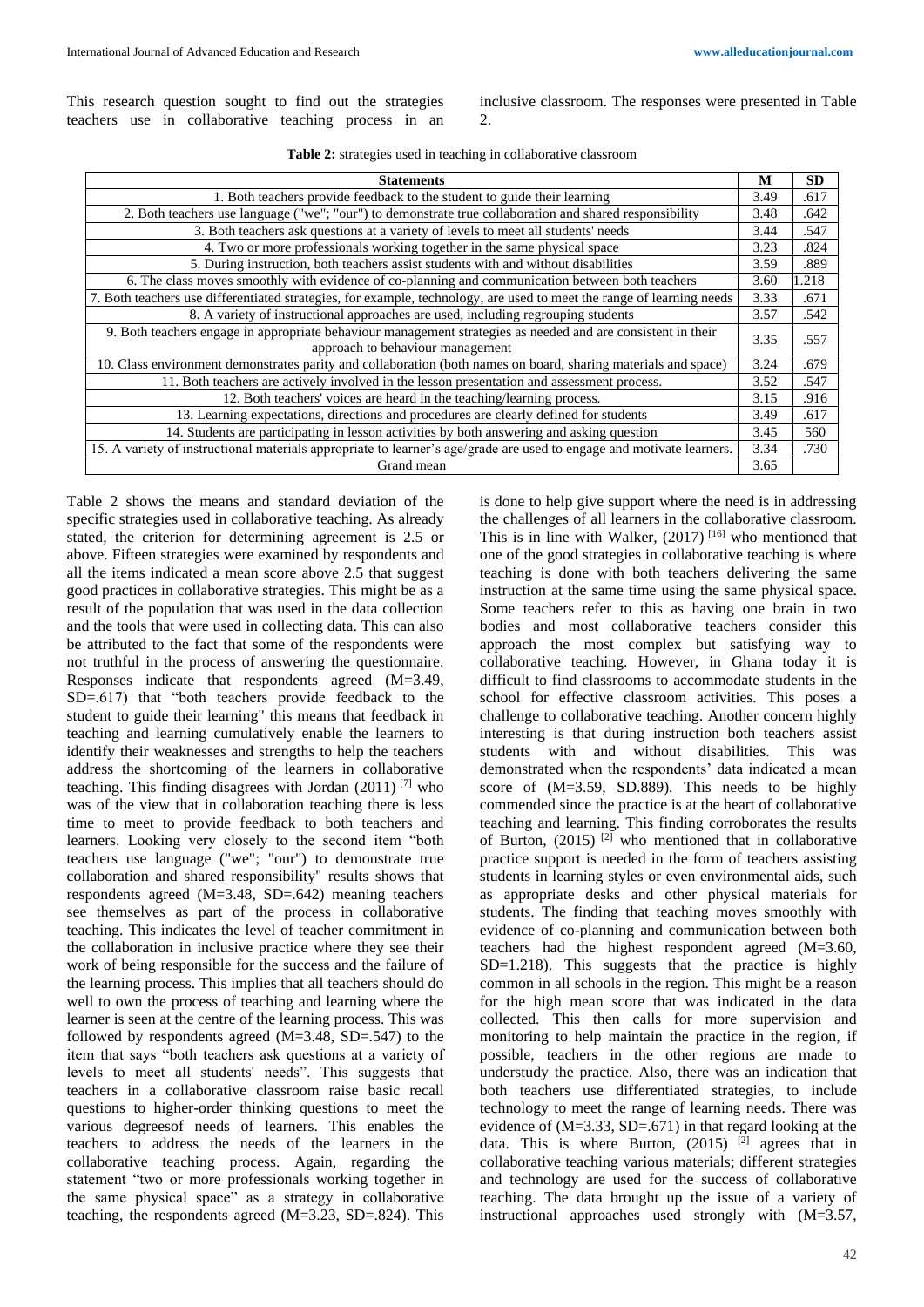This research question sought to find out the strategies teachers use in collaborative teaching process in an inclusive classroom. The responses were presented in Table 2.

**Table 2:** strategies used in teaching in collaborative classroom

| Statements | M | SD |
|---|---|---|
| 1. Both teachers provide feedback to the student to guide their learning | 3.49 | .617 |
| 2. Both teachers use language ("we"; "our") to demonstrate true collaboration and shared responsibility | 3.48 | .642 |
| 3. Both teachers ask questions at a variety of levels to meet all students' needs | 3.44 | .547 |
| 4. Two or more professionals working together in the same physical space | 3.23 | .824 |
| 5. During instruction, both teachers assist students with and without disabilities | 3.59 | .889 |
| 6. The class moves smoothly with evidence of co-planning and communication between both teachers | 3.60 | 1.218 |
| 7. Both teachers use differentiated strategies, for example, technology, are used to meet the range of learning needs | 3.33 | .671 |
| 8. A variety of instructional approaches are used, including regrouping students | 3.57 | .542 |
| 9. Both teachers engage in appropriate behaviour management strategies as needed and are consistent in their approach to behaviour management | 3.35 | .557 |
| 10. Class environment demonstrates parity and collaboration (both names on board, sharing materials and space) | 3.24 | .679 |
| 11. Both teachers are actively involved in the lesson presentation and assessment process. | 3.52 | .547 |
| 12. Both teachers' voices are heard in the teaching/learning process. | 3.15 | .916 |
| 13. Learning expectations, directions and procedures are clearly defined for students | 3.49 | .617 |
| 14. Students are participating in lesson activities by both answering and asking question | 3.45 | 560 |
| 15. A variety of instructional materials appropriate to learner's age/grade are used to engage and motivate learners. | 3.34 | .730 |
| Grand mean | 3.65 | |

Table 2 shows the means and standard deviation of the specific strategies used in collaborative teaching. As already stated, the criterion for determining agreement is 2.5 or above. Fifteen strategies were examined by respondents and all the items indicated a mean score above 2.5 that suggest good practices in collaborative strategies. This might be as a result of the population that was used in the data collection and the tools that were used in collecting data. This can also be attributed to the fact that some of the respondents were not truthful in the process of answering the questionnaire. Responses indicate that respondents agreed (M=3.49, SD=.617) that "both teachers provide feedback to the student to guide their learning" this means that feedback in teaching and learning cumulatively enable the learners to identify their weaknesses and strengths to help the teachers address the shortcoming of the learners in collaborative teaching. This finding disagrees with Jordan (2011) [7] who was of the view that in collaboration teaching there is less time to meet to provide feedback to both teachers and learners. Looking very closely to the second item "both teachers use language ("we"; "our") to demonstrate true collaboration and shared responsibility" results shows that respondents agreed (M=3.48, SD=.642) meaning teachers see themselves as part of the process in collaborative teaching. This indicates the level of teacher commitment in the collaboration in inclusive practice where they see their work of being responsible for the success and the failure of the learning process. This implies that all teachers should do well to own the process of teaching and learning where the learner is seen at the centre of the learning process. This was followed by respondents agreed (M=3.48, SD=.547) to the item that says "both teachers ask questions at a variety of levels to meet all students' needs". This suggests that teachers in a collaborative classroom raise basic recall questions to higher-order thinking questions to meet the various degreesof needs of learners. This enables the teachers to address the needs of the learners in the collaborative teaching process. Again, regarding the statement "two or more professionals working together in the same physical space" as a strategy in collaborative teaching, the respondents agreed (M=3.23, SD=.824). This is done to help give support where the need is in addressing the challenges of all learners in the collaborative classroom. This is in line with Walker, (2017) [16] who mentioned that one of the good strategies in collaborative teaching is where teaching is done with both teachers delivering the same instruction at the same time using the same physical space. Some teachers refer to this as having one brain in two bodies and most collaborative teachers consider this approach the most complex but satisfying way to collaborative teaching. However, in Ghana today it is difficult to find classrooms to accommodate students in the school for effective classroom activities. This poses a challenge to collaborative teaching. Another concern highly interesting is that during instruction both teachers assist students with and without disabilities. This was demonstrated when the respondents' data indicated a mean score of (M=3.59, SD.889). This needs to be highly commended since the practice is at the heart of collaborative teaching and learning. This finding corroborates the results of Burton, (2015) [2] who mentioned that in collaborative practice support is needed in the form of teachers assisting students in learning styles or even environmental aids, such as appropriate desks and other physical materials for students. The finding that teaching moves smoothly with evidence of co-planning and communication between both teachers had the highest respondent agreed (M=3.60, SD=1.218). This suggests that the practice is highly common in all schools in the region. This might be a reason for the high mean score that was indicated in the data collected. This then calls for more supervision and monitoring to help maintain the practice in the region, if possible, teachers in the other regions are made to understudy the practice. Also, there was an indication that both teachers use differentiated strategies, to include technology to meet the range of learning needs. There was evidence of (M=3.33, SD=.671) in that regard looking at the data. This is where Burton, (2015) [2] agrees that in collaborative teaching various materials; different strategies and technology are used for the success of collaborative teaching. The data brought up the issue of a variety of instructional approaches used strongly with (M=3.57,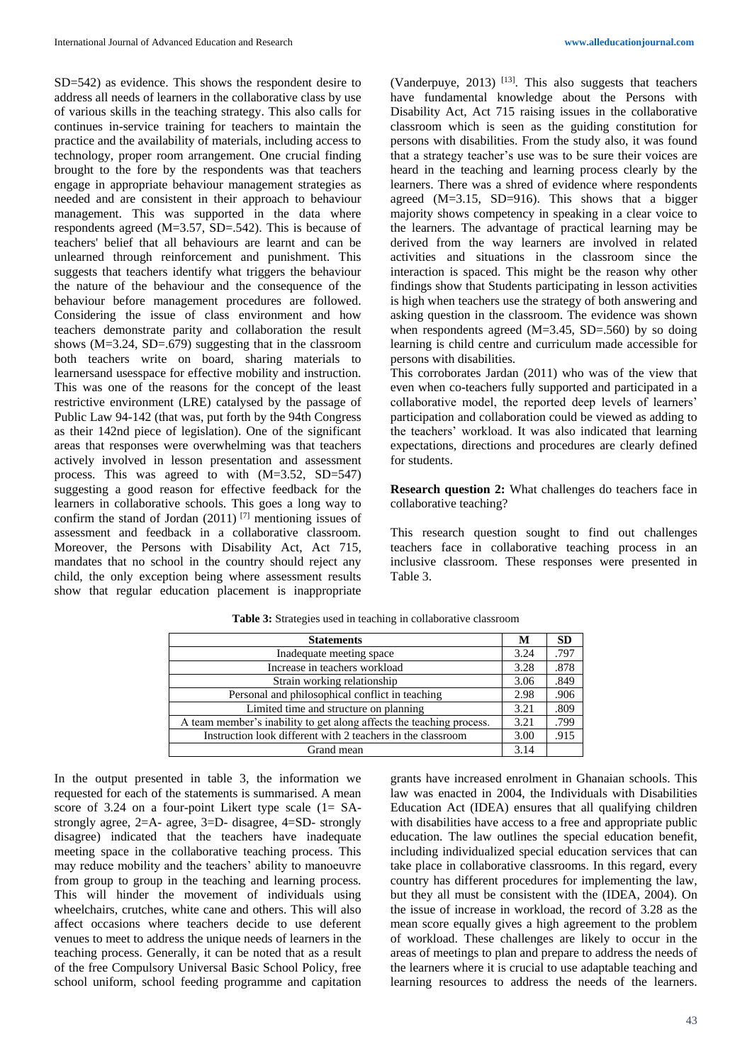SD=542) as evidence. This shows the respondent desire to address all needs of learners in the collaborative class by use of various skills in the teaching strategy. This also calls for continues in-service training for teachers to maintain the practice and the availability of materials, including access to technology, proper room arrangement. One crucial finding brought to the fore by the respondents was that teachers engage in appropriate behaviour management strategies as needed and are consistent in their approach to behaviour management. This was supported in the data where respondents agreed (M=3.57, SD=.542). This is because of teachers' belief that all behaviours are learnt and can be unlearned through reinforcement and punishment. This suggests that teachers identify what triggers the behaviour the nature of the behaviour and the consequence of the behaviour before management procedures are followed. Considering the issue of class environment and how teachers demonstrate parity and collaboration the result shows (M=3.24, SD=.679) suggesting that in the classroom both teachers write on board, sharing materials to learnersand usesspace for effective mobility and instruction. This was one of the reasons for the concept of the least restrictive environment (LRE) catalysed by the passage of Public Law 94-142 (that was, put forth by the 94th Congress as their 142nd piece of legislation). One of the significant areas that responses were overwhelming was that teachers actively involved in lesson presentation and assessment process. This was agreed to with (M=3.52, SD=547) suggesting a good reason for effective feedback for the learners in collaborative schools. This goes a long way to confirm the stand of Jordan (2011) [7] mentioning issues of assessment and feedback in a collaborative classroom. Moreover, the Persons with Disability Act, Act 715, mandates that no school in the country should reject any child, the only exception being where assessment results show that regular education placement is inappropriate (Vanderpuye, 2013) [13]. This also suggests that teachers have fundamental knowledge about the Persons with Disability Act, Act 715 raising issues in the collaborative classroom which is seen as the guiding constitution for persons with disabilities. From the study also, it was found that a strategy teacher's use was to be sure their voices are heard in the teaching and learning process clearly by the learners. There was a shred of evidence where respondents agreed (M=3.15, SD=916). This shows that a bigger majority shows competency in speaking in a clear voice to the learners. The advantage of practical learning may be derived from the way learners are involved in related activities and situations in the classroom since the interaction is spaced. This might be the reason why other findings show that Students participating in lesson activities is high when teachers use the strategy of both answering and asking question in the classroom. The evidence was shown when respondents agreed (M=3.45, SD=.560) by so doing learning is child centre and curriculum made accessible for persons with disabilities.

This corroborates Jardan (2011) who was of the view that even when co-teachers fully supported and participated in a collaborative model, the reported deep levels of learners' participation and collaboration could be viewed as adding to the teachers' workload. It was also indicated that learning expectations, directions and procedures are clearly defined for students.

**Research question 2:** What challenges do teachers face in collaborative teaching?

This research question sought to find out challenges teachers face in collaborative teaching process in an inclusive classroom. These responses were presented in Table 3.

**Table 3:** Strategies used in teaching in collaborative classroom

| Statements | M | SD |
|---|---|---|
| Inadequate meeting space | 3.24 | .797 |
| Increase in teachers workload | 3.28 | .878 |
| Strain working relationship | 3.06 | .849 |
| Personal and philosophical conflict in teaching | 2.98 | .906 |
| Limited time and structure on planning | 3.21 | .809 |
| A team member's inability to get along affects the teaching process. | 3.21 | .799 |
| Instruction look different with 2 teachers in the classroom | 3.00 | .915 |
| Grand mean | 3.14 | |

In the output presented in table 3, the information we requested for each of the statements is summarised. A mean score of 3.24 on a four-point Likert type scale (1= SA- strongly agree, 2=A- agree, 3=D- disagree, 4=SD- strongly disagree) indicated that the teachers have inadequate meeting space in the collaborative teaching process. This may reduce mobility and the teachers' ability to manoeuvre from group to group in the teaching and learning process. This will hinder the movement of individuals using wheelchairs, crutches, white cane and others. This will also affect occasions where teachers decide to use deferent venues to meet to address the unique needs of learners in the teaching process. Generally, it can be noted that as a result of the free Compulsory Universal Basic School Policy, free school uniform, school feeding programme and capitation grants have increased enrolment in Ghanaian schools. This law was enacted in 2004, the Individuals with Disabilities Education Act (IDEA) ensures that all qualifying children with disabilities have access to a free and appropriate public education. The law outlines the special education benefit, including individualized special education services that can take place in collaborative classrooms. In this regard, every country has different procedures for implementing the law, but they all must be consistent with the (IDEA, 2004). On the issue of increase in workload, the record of 3.28 as the mean score equally gives a high agreement to the problem of workload. These challenges are likely to occur in the areas of meetings to plan and prepare to address the needs of the learners where it is crucial to use adaptable teaching and learning resources to address the needs of the learners.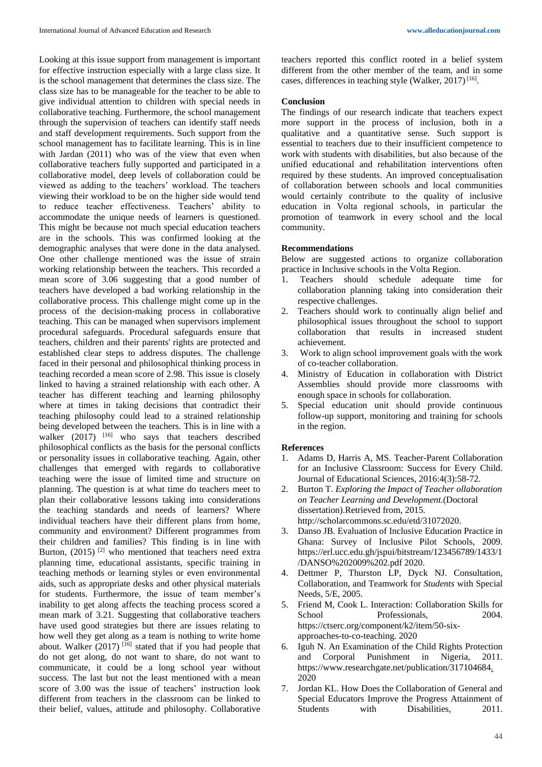Looking at this issue support from management is important for effective instruction especially with a large class size. It is the school management that determines the class size. The class size has to be manageable for the teacher to be able to give individual attention to children with special needs in collaborative teaching. Furthermore, the school management through the supervision of teachers can identify staff needs and staff development requirements. Such support from the school management has to facilitate learning. This is in line with Jardan (2011) who was of the view that even when collaborative teachers fully supported and participated in a collaborative model, deep levels of collaboration could be viewed as adding to the teachers' workload. The teachers viewing their workload to be on the higher side would tend to reduce teacher effectiveness. Teachers' ability to accommodate the unique needs of learners is questioned. This might be because not much special education teachers are in the schools. This was confirmed looking at the demographic analyses that were done in the data analysed. One other challenge mentioned was the issue of strain working relationship between the teachers. This recorded a mean score of 3.06 suggesting that a good number of teachers have developed a bad working relationship in the collaborative process. This challenge might come up in the process of the decision-making process in collaborative teaching. This can be managed when supervisors implement procedural safeguards. Procedural safeguards ensure that teachers, children and their parents' rights are protected and established clear steps to address disputes. The challenge faced in their personal and philosophical thinking process in teaching recorded a mean score of 2.98. This issue is closely linked to having a strained relationship with each other. A teacher has different teaching and learning philosophy where at times in taking decisions that contradict their teaching philosophy could lead to a strained relationship being developed between the teachers. This is in line with a walker (2017) [16] who says that teachers described philosophical conflicts as the basis for the personal conflicts or personality issues in collaborative teaching. Again, other challenges that emerged with regards to collaborative teaching were the issue of limited time and structure on planning. The question is at what time do teachers meet to plan their collaborative lessons taking into considerations the teaching standards and needs of learners? Where individual teachers have their different plans from home, community and environment? Different programmes from their children and families? This finding is in line with Burton, (2015) [2] who mentioned that teachers need extra planning time, educational assistants, specific training in teaching methods or learning styles or even environmental aids, such as appropriate desks and other physical materials for students. Furthermore, the issue of team member's inability to get along affects the teaching process scored a mean mark of 3.21. Suggesting that collaborative teachers have used good strategies but there are issues relating to how well they get along as a team is nothing to write home about. Walker (2017) [16] stated that if you had people that do not get along, do not want to share, do not want to communicate, it could be a long school year without success. The last but not the least mentioned with a mean score of 3.00 was the issue of teachers' instruction look different from teachers in the classroom can be linked to their belief, values, attitude and philosophy. Collaborative teachers reported this conflict rooted in a belief system different from the other member of the team, and in some cases, differences in teaching style (Walker, 2017) [16].

## Conclusion

The findings of our research indicate that teachers expect more support in the process of inclusion, both in a qualitative and a quantitative sense. Such support is essential to teachers due to their insufficient competence to work with students with disabilities, but also because of the unified educational and rehabilitation interventions often required by these students. An improved conceptualisation of collaboration between schools and local communities would certainly contribute to the quality of inclusive education in Volta regional schools, in particular the promotion of teamwork in every school and the local community.

## Recommendations

Below are suggested actions to organize collaboration practice in Inclusive schools in the Volta Region.

1. Teachers should schedule adequate time for collaboration planning taking into consideration their respective challenges.
2. Teachers should work to continually align belief and philosophical issues throughout the school to support collaboration that results in increased student achievement.
3. Work to align school improvement goals with the work of co-teacher collaboration.
4. Ministry of Education in collaboration with District Assemblies should provide more classrooms with enough space in schools for collaboration.
5. Special education unit should provide continuous follow-up support, monitoring and training for schools in the region.

## References

1. Adams D, Harris A, MS. Teacher-Parent Collaboration for an Inclusive Classroom: Success for Every Child. Journal of Educational Sciences, 2016:4(3):58-72.
2. Burton T. *Exploring the Impact of Teacher ollaboration on Teacher Learning and Development.*(Doctoral dissertation).Retrieved from, 2015. http://scholarcommons.sc.edu/etd/31072020.
3. Danso JB. Evaluation of Inclusive Education Practice in Ghana: Survey of Inclusive Pilot Schools, 2009. https://erl.ucc.edu.gh/jspui/bitstream/123456789/1433/1/DANSO%202009%202.pdf 2020.
4. Dettmer P, Thurston LP, Dyck NJ. Consultation, Collaboration, and Teamwork for *Students* with Special Needs, 5/E, 2005.
5. Friend M, Cook L. Interaction: Collaboration Skills for School Professionals, 2004. https://ctserc.org/component/k2/item/50-six-approaches-to-co-teaching. 2020
6. Iguh N. An Examination of the Child Rights Protection and Corporal Punishment in Nigeria, 2011. https://www.researchgate.net/publication/317104684. 2020
7. Jordan KL. How Does the Collaboration of General and Special Educators Improve the Progress Attainment of Students with Disabilities, 2011.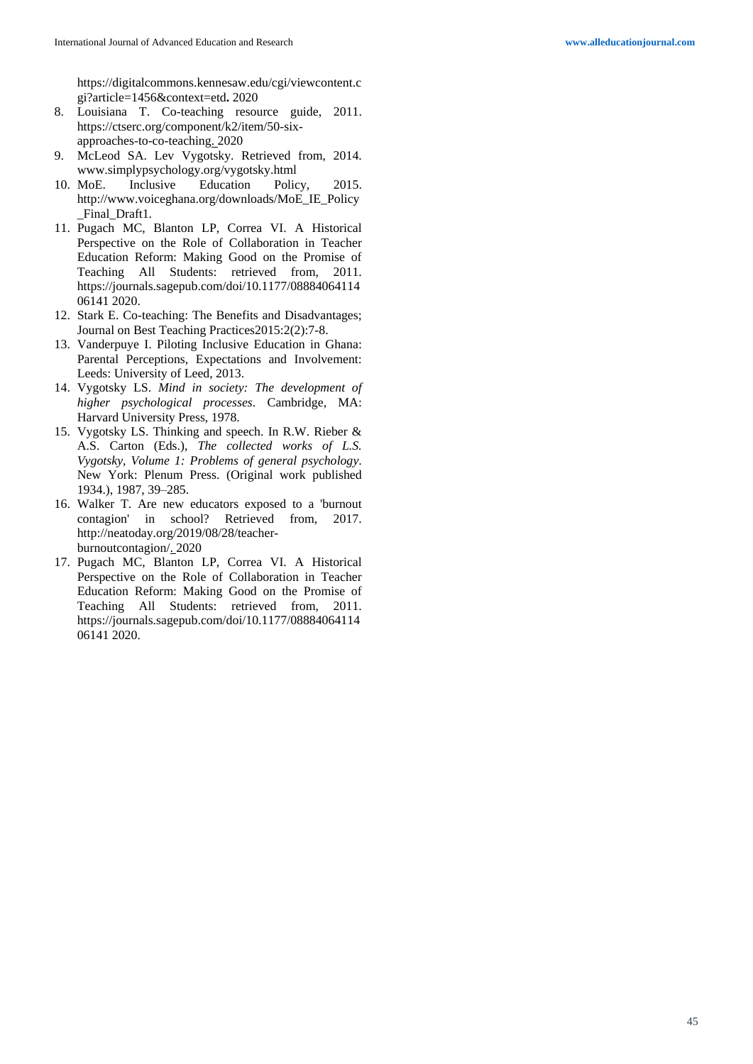https://digitalcommons.kennesaw.edu/cgi/viewcontent.cgi?article=1456&context=etd. 2020

8. Louisiana T. Co-teaching resource guide, 2011. https://ctserc.org/component/k2/item/50-six-approaches-to-co-teaching. 2020
9. McLeod SA. Lev Vygotsky. Retrieved from, 2014. www.simplypsychology.org/vygotsky.html
10. MoE. Inclusive Education Policy, 2015. http://www.voiceghana.org/downloads/MoE_IE_Policy_Final_Draft1.
11. Pugach MC, Blanton LP, Correa VI. A Historical Perspective on the Role of Collaboration in Teacher Education Reform: Making Good on the Promise of Teaching All Students: retrieved from, 2011. https://journals.sagepub.com/doi/10.1177/0888406411406141 2020.
12. Stark E. Co-teaching: The Benefits and Disadvantages; Journal on Best Teaching Practices2015:2(2):7-8.
13. Vanderpuye I. Piloting Inclusive Education in Ghana: Parental Perceptions, Expectations and Involvement: Leeds: University of Leed, 2013.
14. Vygotsky LS. *Mind in society: The development of higher psychological processes*. Cambridge, MA: Harvard University Press, 1978.
15. Vygotsky LS. Thinking and speech. In R.W. Rieber & A.S. Carton (Eds.), *The collected works of L.S. Vygotsky, Volume 1: Problems of general psychology*. New York: Plenum Press. (Original work published 1934.), 1987, 39–285.
16. Walker T. Are new educators exposed to a 'burnout contagion' in school? Retrieved from, 2017. http://neatoday.org/2019/08/28/teacher-burnoutcontagion/. 2020
17. Pugach MC, Blanton LP, Correa VI. A Historical Perspective on the Role of Collaboration in Teacher Education Reform: Making Good on the Promise of Teaching All Students: retrieved from, 2011. https://journals.sagepub.com/doi/10.1177/0888406411406141 2020.